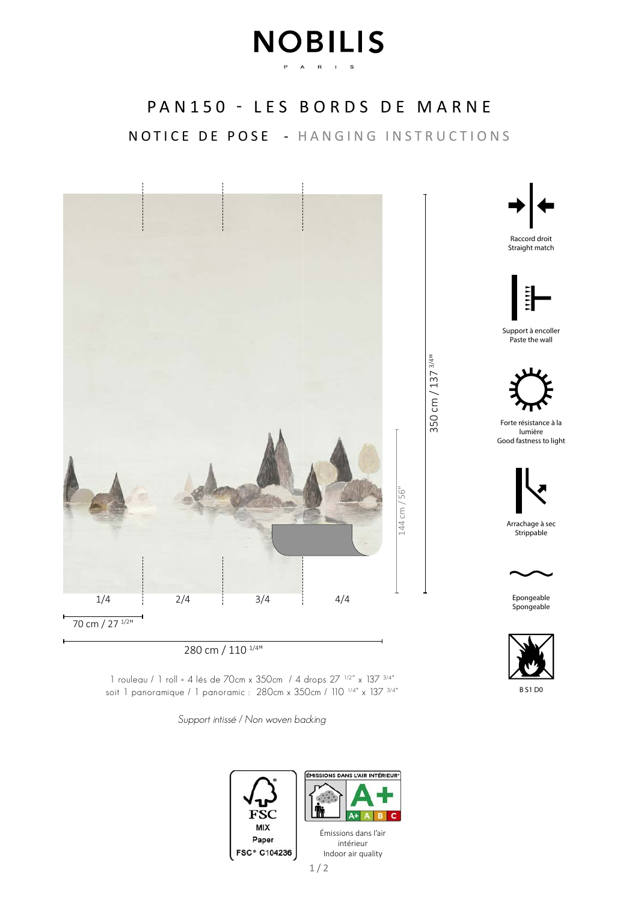# NOBILIS

PARIS

## PAN150 - LES BORDS DE MARNE

### NOTICE DE POSE - HANGING INSTRUCTIONS

1/4 | 2/4 | 3/4 | 4/4

70 cm / 27 1/2"

280 cm / 110 1/4"

144 cm / 56"

350 cm / 137 3/4"

Raccord droit
Straight match

Support à encoller
Paste the wall

Forte résistance à la lumière
Good fastness to light

Arrachage à sec
Strippable

Epongeable
Spongeable

B S1 D0

1 rouleau / 1 roll = 4 lés de 70cm x 350cm / 4 drops 27 1/2" x 137 3/4"
soit 1 panoramique / 1 panoramic : 280cm x 350cm / 110 1/4" x 137 3/4"

*Support intissé / Non woven backing*

FSC MIX Paper FSC® C104236

ÉMISSIONS DANS L'AIR INTÉRIEUR A+

Émissions dans l'air intérieur
Indoor air quality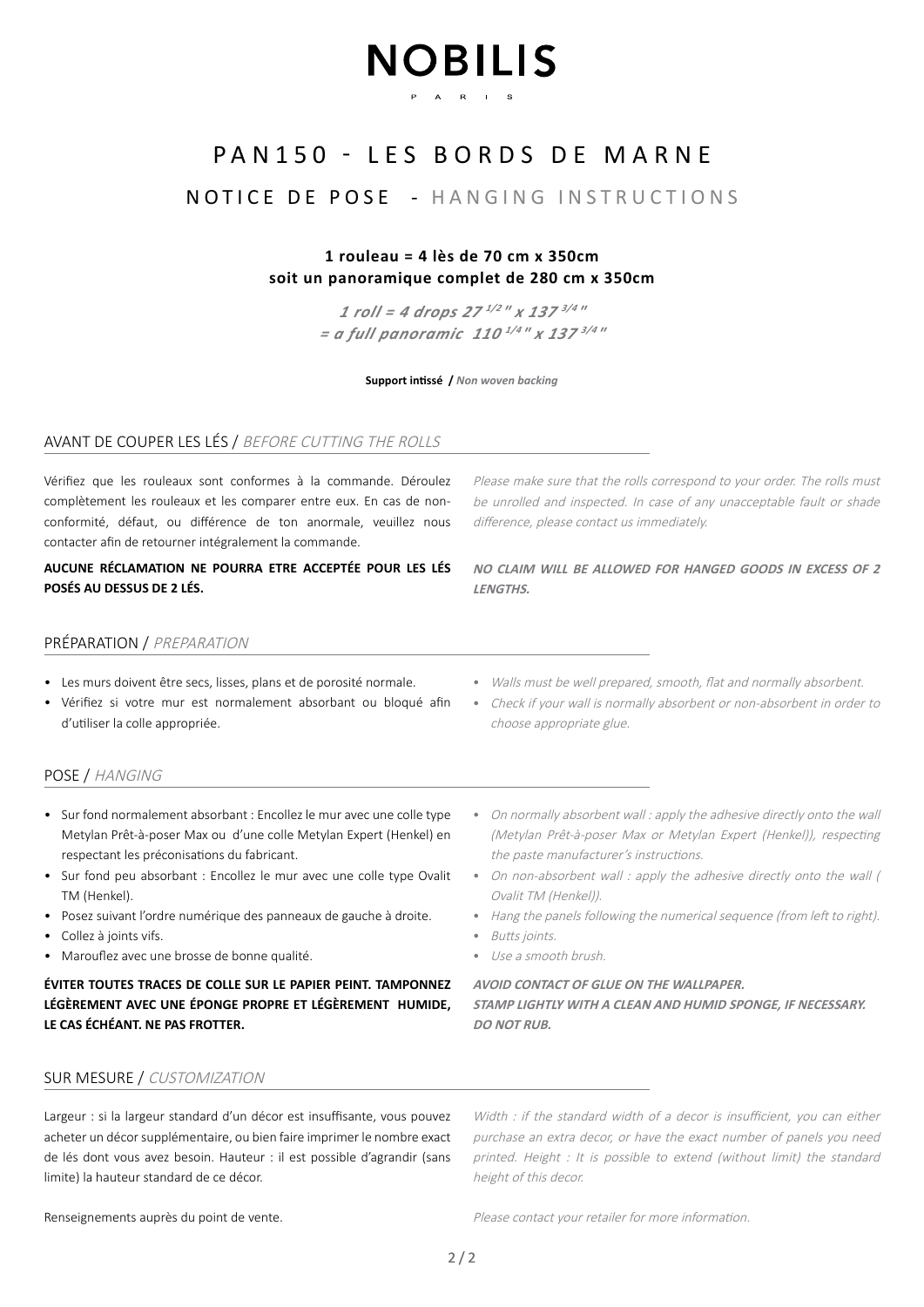# NOBILIS

PARIS

## PAN150 - LES BORDS DE MARNE

### NOTICE DE POSE - HANGING INSTRUCTIONS

**1 rouleau = 4 lès de 70 cm x 350cm**
**soit un panoramique complet de 280 cm x 350cm**

***1 roll = 4 drops 27 1/2 " x 137 3/4 "***
***= a full panoramic 110 1/4 " x 137 3/4 "***

**Support intissé / *Non woven backing***

### AVANT DE COUPER LES LÉS / *BEFORE CUTTING THE ROLLS*

Vérifiez que les rouleaux sont conformes à la commande. Déroulez complètement les rouleaux et les comparer entre eux. En cas de non-conformité, défaut, ou différence de ton anormale, veuillez nous contacter afin de retourner intégralement la commande.

**AUCUNE RÉCLAMATION NE POURRA ETRE ACCEPTÉE POUR LES LÉS POSÉS AU DESSUS DE 2 LÉS.**

*Please make sure that the rolls correspond to your order. The rolls must be unrolled and inspected. In case of any unacceptable fault or shade difference, please contact us immediately.*

***NO CLAIM WILL BE ALLOWED FOR HANGED GOODS IN EXCESS OF 2 LENGTHS.***

### PRÉPARATION / *PREPARATION*

- Les murs doivent être secs, lisses, plans et de porosité normale.
- Vérifiez si votre mur est normalement absorbant ou bloqué afin d'utiliser la colle appropriée.

- *Walls must be well prepared, smooth, flat and normally absorbent.*
- *Check if your wall is normally absorbent or non-absorbent in order to choose appropriate glue.*

### POSE / *HANGING*

- Sur fond normalement absorbant : Encollez le mur avec une colle type Metylan Prêt-à-poser Max ou d'une colle Metylan Expert (Henkel) en respectant les préconisations du fabricant.
- Sur fond peu absorbant : Encollez le mur avec une colle type Ovalit TM (Henkel).
- Posez suivant l'ordre numérique des panneaux de gauche à droite.
- Collez à joints vifs.
- Marouflez avec une brosse de bonne qualité.

**ÉVITER TOUTES TRACES DE COLLE SUR LE PAPIER PEINT. TAMPONNEZ LÉGÈREMENT AVEC UNE ÉPONGE PROPRE ET LÉGÈREMENT HUMIDE, LE CAS ÉCHÉANT. NE PAS FROTTER.**

- *On normally absorbent wall : apply the adhesive directly onto the wall (Metylan Prêt-à-poser Max or Metylan Expert (Henkel)), respecting the paste manufacturer's instructions.*
- *On non-absorbent wall : apply the adhesive directly onto the wall ( Ovalit TM (Henkel)).*
- *Hang the panels following the numerical sequence (from left to right).*
- *Butts joints.*
- *Use a smooth brush.*

***AVOID CONTACT OF GLUE ON THE WALLPAPER.***
***STAMP LIGHTLY WITH A CLEAN AND HUMID SPONGE, IF NECESSARY.***
***DO NOT RUB.***

### SUR MESURE / *CUSTOMIZATION*

Largeur : si la largeur standard d'un décor est insuffisante, vous pouvez acheter un décor supplémentaire, ou bien faire imprimer le nombre exact de lés dont vous avez besoin. Hauteur : il est possible d'agrandir (sans limite) la hauteur standard de ce décor.

Renseignements auprès du point de vente.

*Width : if the standard width of a decor is insufficient, you can either purchase an extra decor, or have the exact number of panels you need printed. Height : It is possible to extend (without limit) the standard height of this decor.*

*Please contact your retailer for more information.*